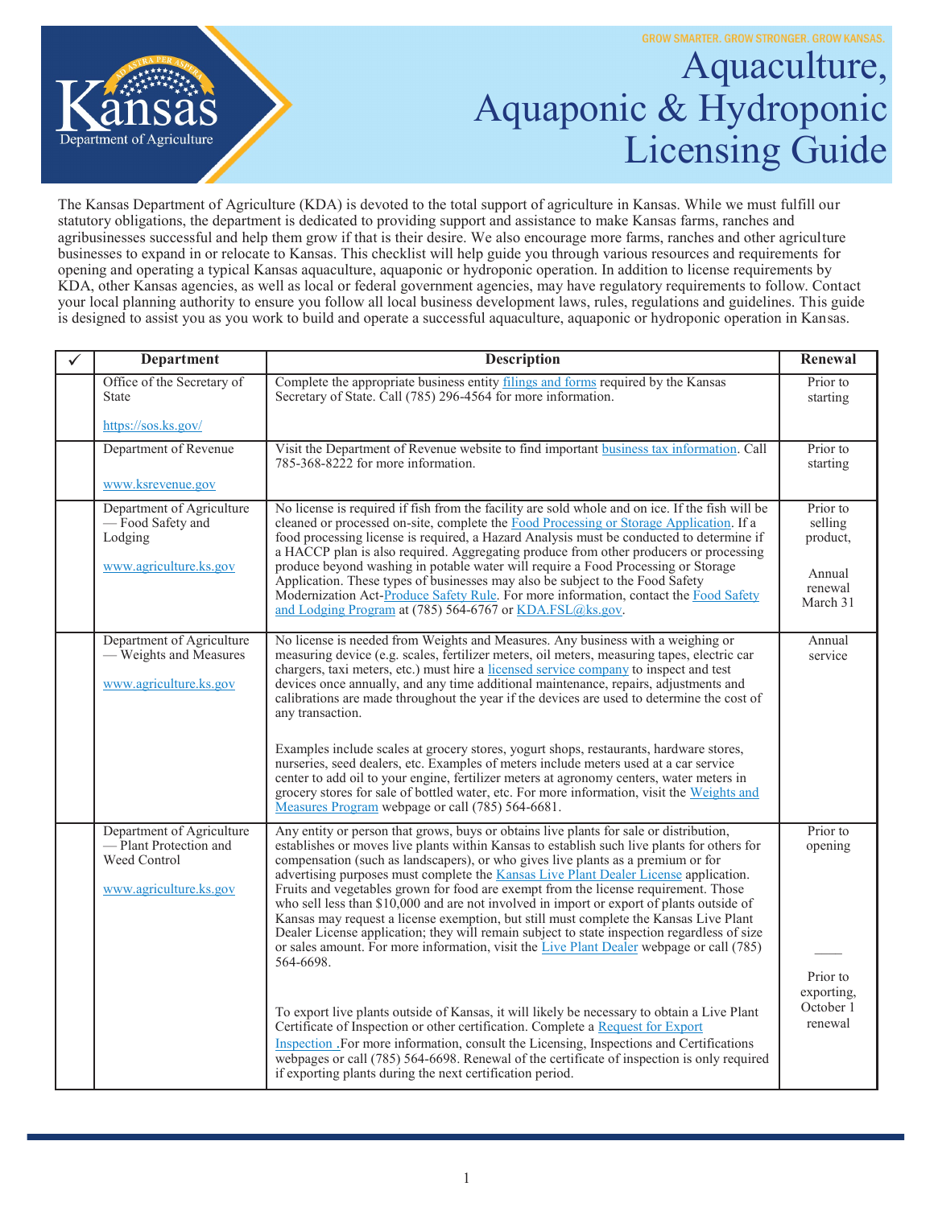GROW SMARTER. GROW STRONGER. GROW KANSAS.

# Aquaculture, Aquaponic & Hydroponic Licensing Guide

The Kansas Department of Agriculture (KDA) is devoted to the total support of agriculture in Kansas. While we must fulfill our statutory obligations, the department is dedicated to providing support and assistance to make Kansas farms, ranches and agribusinesses successful and help them grow if that is their desire. We also encourage more farms, ranches and other agriculture businesses to expand in or relocate to Kansas. This checklist will help guide you through various resources and requirements for opening and operating a typical Kansas aquaculture, aquaponic or hydroponic operation. In addition to license requirements by KDA, other Kansas agencies, as well as local or federal government agencies, may have regulatory requirements to follow. Contact your local planning authority to ensure you follow all local business development laws, rules, regulations and guidelines. This guide is designed to assist you as you work to build and operate a successful aquaculture, aquaponic or hydroponic operation in Kansas.

| ✓ | Department | Description | Renewal |
|---|---|---|---|
| | Office of the Secretary of State<br><br>https://sos.ks.gov/ | Complete the appropriate business entity filings and forms required by the Kansas Secretary of State. Call (785) 296-4564 for more information. | Prior to starting |
| | Department of Revenue<br><br>www.ksrevenue.gov | Visit the Department of Revenue website to find important business tax information. Call 785-368-8222 for more information. | Prior to starting |
| | Department of Agriculture — Food Safety and Lodging<br><br>www.agriculture.ks.gov | No license is required if fish from the facility are sold whole and on ice. If the fish will be cleaned or processed on-site, complete the Food Processing or Storage Application. If a food processing license is required, a Hazard Analysis must be conducted to determine if a HACCP plan is also required. Aggregating produce from other producers or processing produce beyond washing in potable water will require a Food Processing or Storage Application. These types of businesses may also be subject to the Food Safety Modernization Act-Produce Safety Rule. For more information, contact the Food Safety and Lodging Program at (785) 564-6767 or KDA.FSL@ks.gov. | Prior to selling product,<br><br>Annual renewal March 31 |
| | Department of Agriculture — Weights and Measures<br><br>www.agriculture.ks.gov | No license is needed from Weights and Measures. Any business with a weighing or measuring device (e.g. scales, fertilizer meters, oil meters, measuring tapes, electric car chargers, taxi meters, etc.) must hire a licensed service company to inspect and test devices once annually, and any time additional maintenance, repairs, adjustments and calibrations are made throughout the year if the devices are used to determine the cost of any transaction.<br><br>Examples include scales at grocery stores, yogurt shops, restaurants, hardware stores, nurseries, seed dealers, etc. Examples of meters include meters used at a car service center to add oil to your engine, fertilizer meters at agronomy centers, water meters in grocery stores for sale of bottled water, etc. For more information, visit the Weights and Measures Program webpage or call (785) 564-6681. | Annual service |
| | Department of Agriculture — Plant Protection and Weed Control<br><br>www.agriculture.ks.gov | Any entity or person that grows, buys or obtains live plants for sale or distribution, establishes or moves live plants within Kansas to establish such live plants for others for compensation (such as landscapers), or who gives live plants as a premium or for advertising purposes must complete the Kansas Live Plant Dealer License application. Fruits and vegetables grown for food are exempt from the license requirement. Those who sell less than $10,000 and are not involved in import or export of plants outside of Kansas may request a license exemption, but still must complete the Kansas Live Plant Dealer License application; they will remain subject to state inspection regardless of size or sales amount. For more information, visit the Live Plant Dealer webpage or call (785) 564-6698.<br><br>To export live plants outside of Kansas, it will likely be necessary to obtain a Live Plant Certificate of Inspection or other certification. Complete a Request for Export Inspection .For more information, consult the Licensing, Inspections and Certifications webpages or call (785) 564-6698. Renewal of the certificate of inspection is only required if exporting plants during the next certification period. | Prior to opening<br><br>Prior to exporting, October 1 renewal |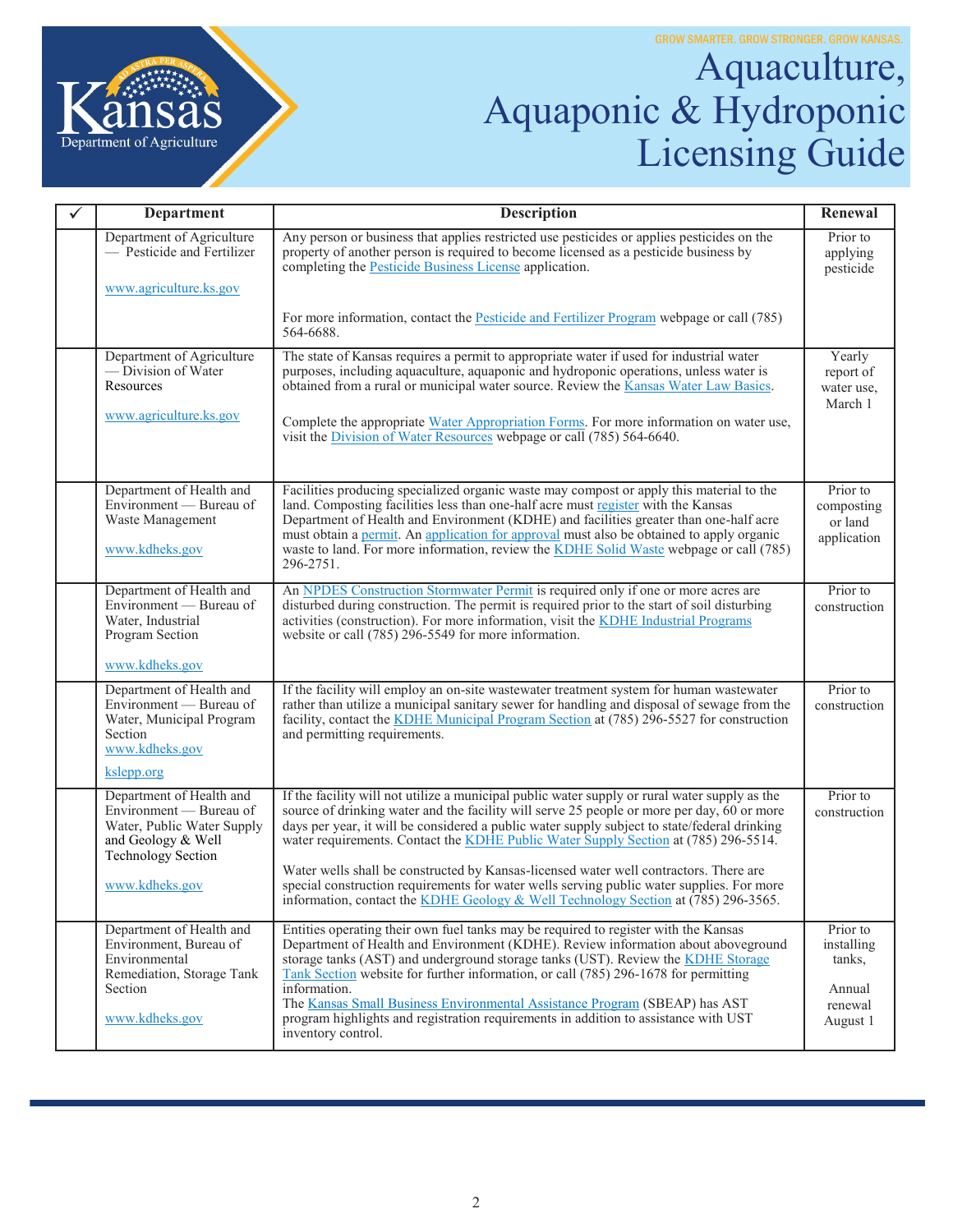GROW SMARTER. GROW STRONGER. GROW KANSAS.

# Aquaculture, Aquaponic & Hydroponic Licensing Guide

| ✓ | Department | Description | Renewal |
|---|---|---|---|
| | Department of Agriculture — Pesticide and Fertilizer<br><br>www.agriculture.ks.gov | Any person or business that applies restricted use pesticides or applies pesticides on the property of another person is required to become licensed as a pesticide business by completing the Pesticide Business License application.<br><br>For more information, contact the Pesticide and Fertilizer Program webpage or call (785) 564-6688. | Prior to applying pesticide |
| | Department of Agriculture — Division of Water Resources<br><br>www.agriculture.ks.gov | The state of Kansas requires a permit to appropriate water if used for industrial water purposes, including aquaculture, aquaponic and hydroponic operations, unless water is obtained from a rural or municipal water source. Review the Kansas Water Law Basics.<br><br>Complete the appropriate Water Appropriation Forms. For more information on water use, visit the Division of Water Resources webpage or call (785) 564-6640. | Yearly report of water use, March 1 |
| | Department of Health and Environment — Bureau of Waste Management<br><br>www.kdheks.gov | Facilities producing specialized organic waste may compost or apply this material to the land. Composting facilities less than one-half acre must register with the Kansas Department of Health and Environment (KDHE) and facilities greater than one-half acre must obtain a permit. An application for approval must also be obtained to apply organic waste to land. For more information, review the KDHE Solid Waste webpage or call (785) 296-2751. | Prior to composting or land application |
| | Department of Health and Environment — Bureau of Water, Industrial Program Section<br><br>www.kdheks.gov | An NPDES Construction Stormwater Permit is required only if one or more acres are disturbed during construction. The permit is required prior to the start of soil disturbing activities (construction). For more information, visit the KDHE Industrial Programs website or call (785) 296-5549 for more information. | Prior to construction |
| | Department of Health and Environment — Bureau of Water, Municipal Program Section<br>www.kdheks.gov<br><br>kslepp.org | If the facility will employ an on-site wastewater treatment system for human wastewater rather than utilize a municipal sanitary sewer for handling and disposal of sewage from the facility, contact the KDHE Municipal Program Section at (785) 296-5527 for construction and permitting requirements. | Prior to construction |
| | Department of Health and Environment — Bureau of Water, Public Water Supply and Geology & Well Technology Section<br><br>www.kdheks.gov | If the facility will not utilize a municipal public water supply or rural water supply as the source of drinking water and the facility will serve 25 people or more per day, 60 or more days per year, it will be considered a public water supply subject to state/federal drinking water requirements. Contact the KDHE Public Water Supply Section at (785) 296-5514.<br><br>Water wells shall be constructed by Kansas-licensed water well contractors. There are special construction requirements for water wells serving public water supplies. For more information, contact the KDHE Geology & Well Technology Section at (785) 296-3565. | Prior to construction |
| | Department of Health and Environment, Bureau of Environmental Remediation, Storage Tank Section<br><br>www.kdheks.gov | Entities operating their own fuel tanks may be required to register with the Kansas Department of Health and Environment (KDHE). Review information about aboveground storage tanks (AST) and underground storage tanks (UST). Review the KDHE Storage Tank Section website for further information, or call (785) 296-1678 for permitting information.<br>The Kansas Small Business Environmental Assistance Program (SBEAP) has AST program highlights and registration requirements in addition to assistance with UST inventory control. | Prior to installing tanks,<br><br>Annual renewal August 1 |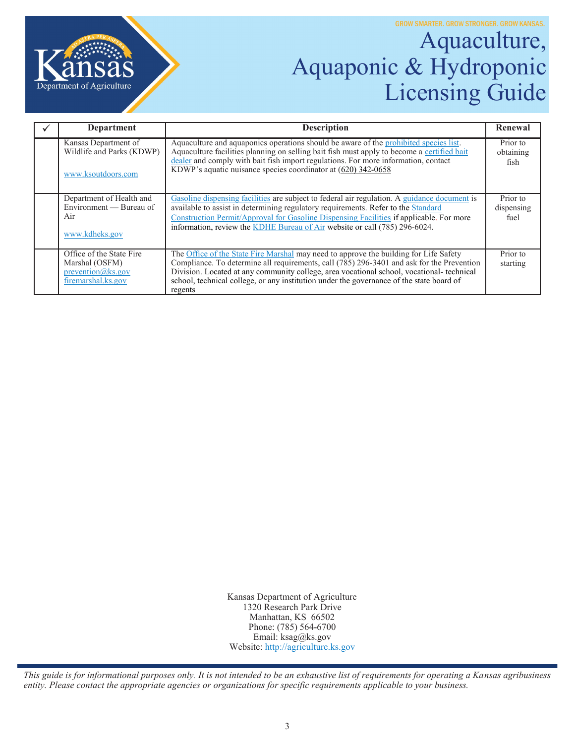GROW SMARTER. GROW STRONGER. GROW KANSAS.

# Aquaculture, Aquaponic & Hydroponic Licensing Guide

| ✓ | Department | Description | Renewal |
|---|---|---|---|
| | Kansas Department of Wildlife and Parks (KDWP) www.ksoutdoors.com | Aquaculture and aquaponics operations should be aware of the prohibited species list. Aquaculture facilities planning on selling bait fish must apply to become a certified bait dealer and comply with bait fish import regulations. For more information, contact KDWP's aquatic nuisance species coordinator at (620) 342-0658 | Prior to obtaining fish |
| | Department of Health and Environment — Bureau of Air www.kdheks.gov | Gasoline dispensing facilities are subject to federal air regulation. A guidance document is available to assist in determining regulatory requirements. Refer to the Standard Construction Permit/Approval for Gasoline Dispensing Facilities if applicable. For more information, review the KDHE Bureau of Air website or call (785) 296-6024. | Prior to dispensing fuel |
| | Office of the State Fire Marshal (OSFM) prevention@ks.gov firemarshal.ks.gov | The Office of the State Fire Marshal may need to approve the building for Life Safety Compliance. To determine all requirements, call (785) 296-3401 and ask for the Prevention Division. Located at any community college, area vocational school, vocational- technical school, technical college, or any institution under the governance of the state board of regents | Prior to starting |

Kansas Department of Agriculture
1320 Research Park Drive
Manhattan, KS 66502
Phone: (785) 564-6700
Email: ksag@ks.gov
Website: http://agriculture.ks.gov

*This guide is for informational purposes only. It is not intended to be an exhaustive list of requirements for operating a Kansas agribusiness entity. Please contact the appropriate agencies or organizations for specific requirements applicable to your business.*